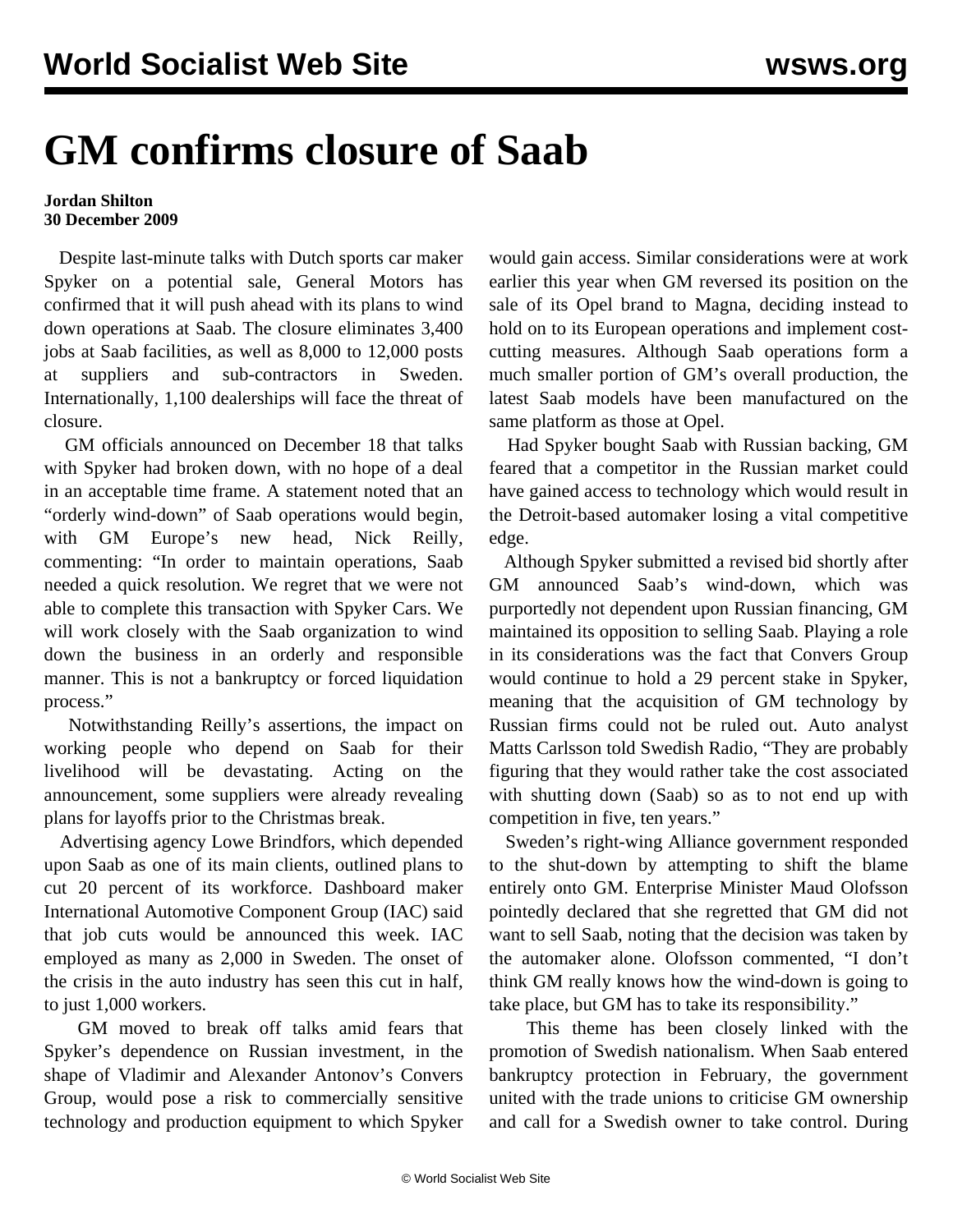# GM confirms closure of Saab

**Jordan Shilton**
**30 December 2009**

Despite last-minute talks with Dutch sports car maker Spyker on a potential sale, General Motors has confirmed that it will push ahead with its plans to wind down operations at Saab. The closure eliminates 3,400 jobs at Saab facilities, as well as 8,000 to 12,000 posts at suppliers and sub-contractors in Sweden. Internationally, 1,100 dealerships will face the threat of closure.

GM officials announced on December 18 that talks with Spyker had broken down, with no hope of a deal in an acceptable time frame. A statement noted that an "orderly wind-down" of Saab operations would begin, with GM Europe's new head, Nick Reilly, commenting: "In order to maintain operations, Saab needed a quick resolution. We regret that we were not able to complete this transaction with Spyker Cars. We will work closely with the Saab organization to wind down the business in an orderly and responsible manner. This is not a bankruptcy or forced liquidation process."

Notwithstanding Reilly's assertions, the impact on working people who depend on Saab for their livelihood will be devastating. Acting on the announcement, some suppliers were already revealing plans for layoffs prior to the Christmas break.

Advertising agency Lowe Brindfors, which depended upon Saab as one of its main clients, outlined plans to cut 20 percent of its workforce. Dashboard maker International Automotive Component Group (IAC) said that job cuts would be announced this week. IAC employed as many as 2,000 in Sweden. The onset of the crisis in the auto industry has seen this cut in half, to just 1,000 workers.

GM moved to break off talks amid fears that Spyker's dependence on Russian investment, in the shape of Vladimir and Alexander Antonov's Convers Group, would pose a risk to commercially sensitive technology and production equipment to which Spyker would gain access. Similar considerations were at work earlier this year when GM reversed its position on the sale of its Opel brand to Magna, deciding instead to hold on to its European operations and implement cost-cutting measures. Although Saab operations form a much smaller portion of GM's overall production, the latest Saab models have been manufactured on the same platform as those at Opel.

Had Spyker bought Saab with Russian backing, GM feared that a competitor in the Russian market could have gained access to technology which would result in the Detroit-based automaker losing a vital competitive edge.

Although Spyker submitted a revised bid shortly after GM announced Saab's wind-down, which was purportedly not dependent upon Russian financing, GM maintained its opposition to selling Saab. Playing a role in its considerations was the fact that Convers Group would continue to hold a 29 percent stake in Spyker, meaning that the acquisition of GM technology by Russian firms could not be ruled out. Auto analyst Matts Carlsson told Swedish Radio, "They are probably figuring that they would rather take the cost associated with shutting down (Saab) so as to not end up with competition in five, ten years."

Sweden's right-wing Alliance government responded to the shut-down by attempting to shift the blame entirely onto GM. Enterprise Minister Maud Olofsson pointedly declared that she regretted that GM did not want to sell Saab, noting that the decision was taken by the automaker alone. Olofsson commented, "I don't think GM really knows how the wind-down is going to take place, but GM has to take its responsibility."

This theme has been closely linked with the promotion of Swedish nationalism. When Saab entered bankruptcy protection in February, the government united with the trade unions to criticise GM ownership and call for a Swedish owner to take control. During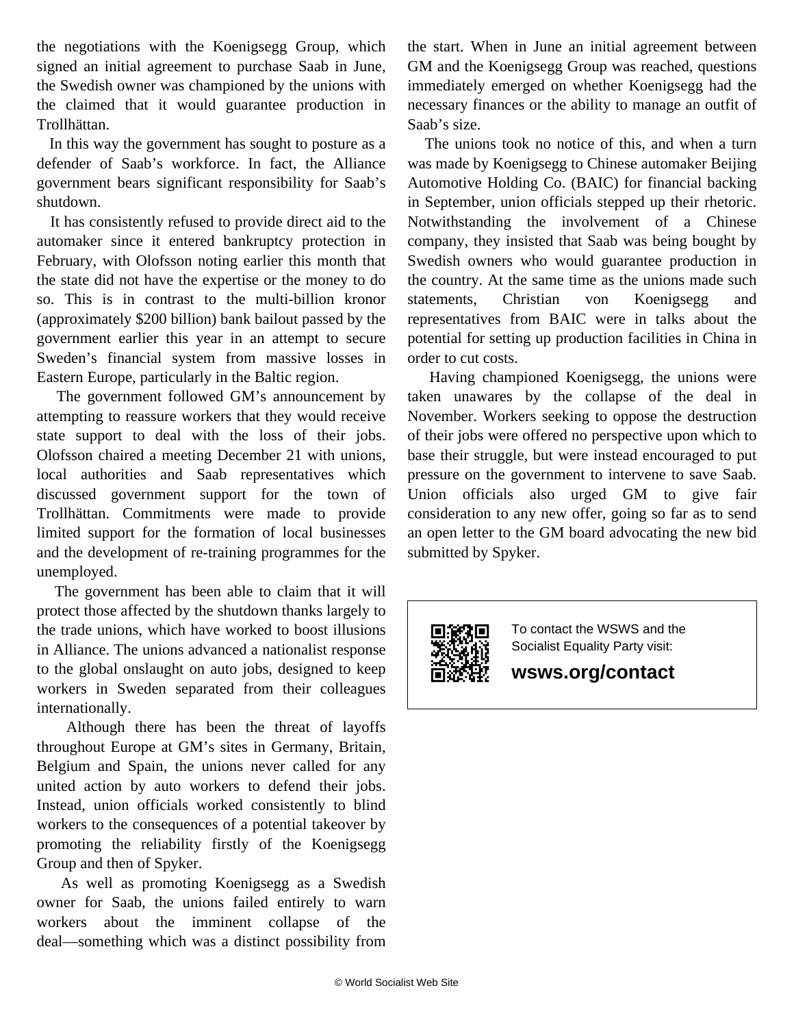the negotiations with the Koenigsegg Group, which signed an initial agreement to purchase Saab in June, the Swedish owner was championed by the unions with the claimed that it would guarantee production in Trollhättan.

In this way the government has sought to posture as a defender of Saab's workforce. In fact, the Alliance government bears significant responsibility for Saab's shutdown.

It has consistently refused to provide direct aid to the automaker since it entered bankruptcy protection in February, with Olofsson noting earlier this month that the state did not have the expertise or the money to do so. This is in contrast to the multi-billion kronor (approximately $200 billion) bank bailout passed by the government earlier this year in an attempt to secure Sweden's financial system from massive losses in Eastern Europe, particularly in the Baltic region.

The government followed GM's announcement by attempting to reassure workers that they would receive state support to deal with the loss of their jobs. Olofsson chaired a meeting December 21 with unions, local authorities and Saab representatives which discussed government support for the town of Trollhättan. Commitments were made to provide limited support for the formation of local businesses and the development of re-training programmes for the unemployed.

The government has been able to claim that it will protect those affected by the shutdown thanks largely to the trade unions, which have worked to boost illusions in Alliance. The unions advanced a nationalist response to the global onslaught on auto jobs, designed to keep workers in Sweden separated from their colleagues internationally.

Although there has been the threat of layoffs throughout Europe at GM's sites in Germany, Britain, Belgium and Spain, the unions never called for any united action by auto workers to defend their jobs. Instead, union officials worked consistently to blind workers to the consequences of a potential takeover by promoting the reliability firstly of the Koenigsegg Group and then of Spyker.

As well as promoting Koenigsegg as a Swedish owner for Saab, the unions failed entirely to warn workers about the imminent collapse of the deal—something which was a distinct possibility from the start. When in June an initial agreement between GM and the Koenigsegg Group was reached, questions immediately emerged on whether Koenigsegg had the necessary finances or the ability to manage an outfit of Saab's size.

The unions took no notice of this, and when a turn was made by Koenigsegg to Chinese automaker Beijing Automotive Holding Co. (BAIC) for financial backing in September, union officials stepped up their rhetoric. Notwithstanding the involvement of a Chinese company, they insisted that Saab was being bought by Swedish owners who would guarantee production in the country. At the same time as the unions made such statements, Christian von Koenigsegg and representatives from BAIC were in talks about the potential for setting up production facilities in China in order to cut costs.

Having championed Koenigsegg, the unions were taken unawares by the collapse of the deal in November. Workers seeking to oppose the destruction of their jobs were offered no perspective upon which to base their struggle, but were instead encouraged to put pressure on the government to intervene to save Saab. Union officials also urged GM to give fair consideration to any new offer, going so far as to send an open letter to the GM board advocating the new bid submitted by Spyker.

To contact the WSWS and the Socialist Equality Party visit:

**wsws.org/contact**